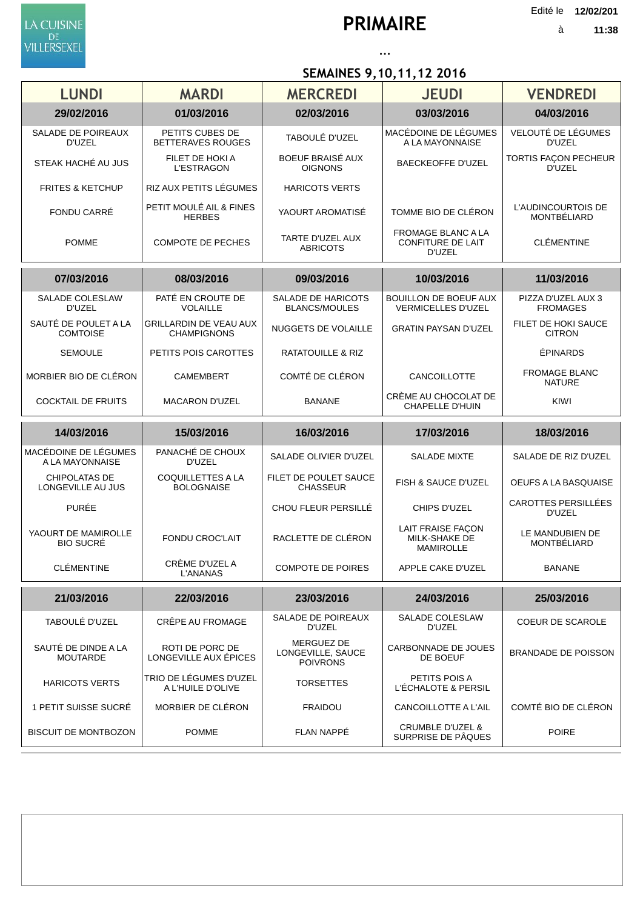LA CUISINE DE VILLERSEXEL

# PRIMAIRE

Edité le 12/02/201 à 11:38

...

## SEMAINES 9,10,11,12 2016

| LUNDI | MARDI | MERCREDI | JEUDI | VENDREDI |
|---|---|---|---|---|
| **29/02/2016** | **01/03/2016** | **02/03/2016** | **03/03/2016** | **04/03/2016** |
| SALADE DE POIREAUX D'UZEL | PETITS CUBES DE BETTERAVES ROUGES | TABOULÉ D'UZEL | MACÉDOINE DE LÉGUMES A LA MAYONNAISE | VELOUTÉ DE LÉGUMES D'UZEL |
| STEAK HACHÉ AU JUS | FILET DE HOKI A L'ESTRAGON | BOEUF BRAISÉ AUX OIGNONS | BAECKEOFFE D'UZEL | TORTIS FAÇON PECHEUR D'UZEL |
| FRITES & KETCHUP | RIZ AUX PETITS LÉGUMES | HARICOTS VERTS | | |
| FONDU CARRÉ | PETIT MOULÉ AIL & FINES HERBES | YAOURT AROMATISÉ | TOMME BIO DE CLÉRON | L'AUDINCOURTOIS DE MONTBÉLIARD |
| POMME | COMPOTE DE PECHES | TARTE D'UZEL AUX ABRICOTS | FROMAGE BLANC A LA CONFITURE DE LAIT D'UZEL | CLÉMENTINE |
| **07/03/2016** | **08/03/2016** | **09/03/2016** | **10/03/2016** | **11/03/2016** |
| SALADE COLESLAW D'UZEL | PATÉ EN CROUTE DE VOLAILLE | SALADE DE HARICOTS BLANCS/MOULES | BOUILLON DE BOEUF AUX VERMICELLES D'UZEL | PIZZA D'UZEL AUX 3 FROMAGES |
| SAUTÉ DE POULET A LA COMTOISE | GRILLARDIN DE VEAU AUX CHAMPIGNONS | NUGGETS DE VOLAILLE | GRATIN PAYSAN D'UZEL | FILET DE HOKI SAUCE CITRON |
| SEMOULE | PETITS POIS CAROTTES | RATATOUILLE & RIZ | | ÉPINARDS |
| MORBIER BIO DE CLÉRON | CAMEMBERT | COMTÉ DE CLÉRON | CANCOILLOTTE | FROMAGE BLANC NATURE |
| COCKTAIL DE FRUITS | MACARON D'UZEL | BANANE | CRÈME AU CHOCOLAT DE CHAPELLE D'HUIN | KIWI |
| **14/03/2016** | **15/03/2016** | **16/03/2016** | **17/03/2016** | **18/03/2016** |
| MACÉDOINE DE LÉGUMES A LA MAYONNAISE | PANACHÉ DE CHOUX D'UZEL | SALADE OLIVIER D'UZEL | SALADE MIXTE | SALADE DE RIZ D'UZEL |
| CHIPOLATAS DE LONGEVILLE AU JUS | COQUILLETTES A LA BOLOGNAISE | FILET DE POULET SAUCE CHASSEUR | FISH & SAUCE D'UZEL | OEUFS A LA BASQUAISE |
| PURÉE | | CHOU FLEUR PERSILLÉ | CHIPS D'UZEL | CAROTTES PERSILLÉES D'UZEL |
| YAOURT DE MAMIROLLE BIO SUCRÉ | FONDU CROC'LAIT | RACLETTE DE CLÉRON | LAIT FRAISE FAÇON MILK-SHAKE DE MAMIROLLE | LE MANDUBIEN DE MONTBÉLIARD |
| CLÉMENTINE | CRÈME D'UZEL A L'ANANAS | COMPOTE DE POIRES | APPLE CAKE D'UZEL | BANANE |
| **21/03/2016** | **22/03/2016** | **23/03/2016** | **24/03/2016** | **25/03/2016** |
| TABOULÉ D'UZEL | CRÊPE AU FROMAGE | SALADE DE POIREAUX D'UZEL | SALADE COLESLAW D'UZEL | COEUR DE SCAROLE |
| SAUTÉ DE DINDE A LA MOUTARDE | ROTI DE PORC DE LONGEVILLE AUX ÉPICES | MERGUEZ DE LONGEVILLE, SAUCE POIVRONS | CARBONNADE DE JOUES DE BOEUF | BRANDADE DE POISSON |
| HARICOTS VERTS | TRIO DE LÉGUMES D'UZEL A L'HUILE D'OLIVE | TORSETTES | PETITS POIS A L'ÉCHALOTE & PERSIL | |
| 1 PETIT SUISSE SUCRÉ | MORBIER DE CLÉRON | FRAIDOU | CANCOILLOTTE A L'AIL | COMTÉ BIO DE CLÉRON |
| BISCUIT DE MONTBOZON | POMME | FLAN NAPPÉ | CRUMBLE D'UZEL & SURPRISE DE PÂQUES | POIRE |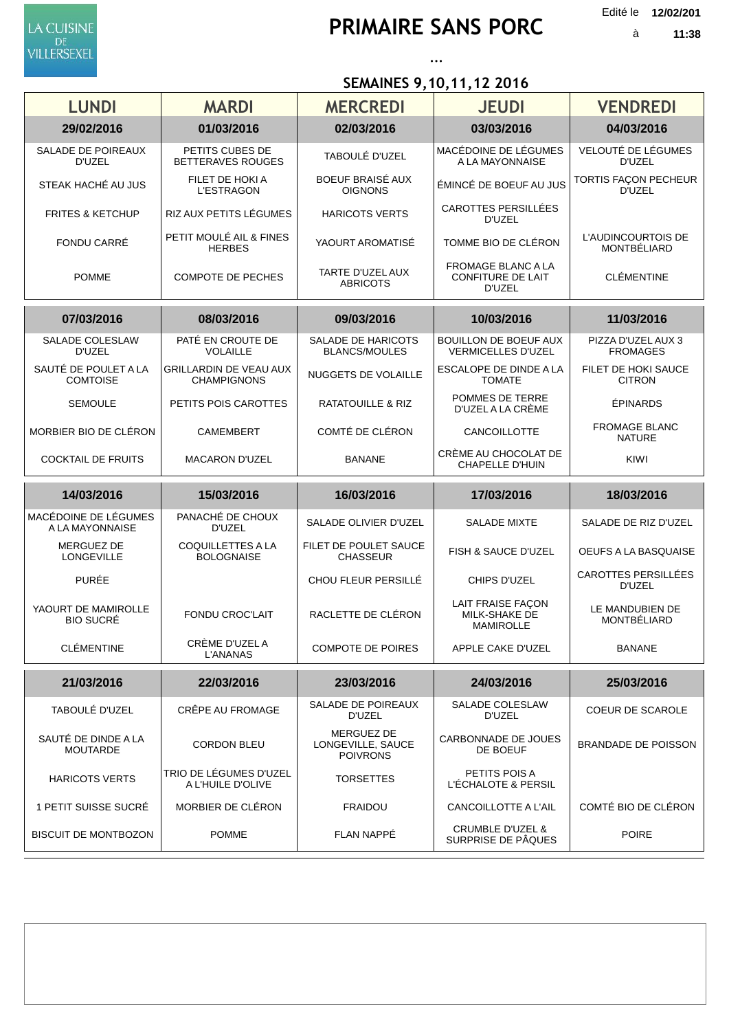LA CUISINE DE VILLERSEXEL

# PRIMAIRE SANS PORC

Edité le **12/02/201** à **11:38**

...

## SEMAINES 9,10,11,12 2016

| LUNDI | MARDI | MERCREDI | JEUDI | VENDREDI |
|---|---|---|---|---|
| **29/02/2016** | **01/03/2016** | **02/03/2016** | **03/03/2016** | **04/03/2016** |
| SALADE DE POIREAUX D'UZEL | PETITS CUBES DE BETTERAVES ROUGES | TABOULÉ D'UZEL | MACÉDOINE DE LÉGUMES A LA MAYONNAISE | VELOUTÉ DE LÉGUMES D'UZEL |
| STEAK HACHÉ AU JUS | FILET DE HOKI A L'ESTRAGON | BOEUF BRAISÉ AUX OIGNONS | ÉMINCÉ DE BOEUF AU JUS | TORTIS FAÇON PECHEUR D'UZEL |
| FRITES & KETCHUP | RIZ AUX PETITS LÉGUMES | HARICOTS VERTS | CAROTTES PERSILLÉES D'UZEL | |
| FONDU CARRÉ | PETIT MOULÉ AIL & FINES HERBES | YAOURT AROMATISÉ | TOMME BIO DE CLÉRON | L'AUDINCOURTOIS DE MONTBÉLIARD |
| POMME | COMPOTE DE PECHES | TARTE D'UZEL AUX ABRICOTS | FROMAGE BLANC A LA CONFITURE DE LAIT D'UZEL | CLÉMENTINE |
| **07/03/2016** | **08/03/2016** | **09/03/2016** | **10/03/2016** | **11/03/2016** |
| SALADE COLESLAW D'UZEL | PATÉ EN CROUTE DE VOLAILLE | SALADE DE HARICOTS BLANCS/MOULES | BOUILLON DE BOEUF AUX VERMICELLES D'UZEL | PIZZA D'UZEL AUX 3 FROMAGES |
| SAUTÉ DE POULET A LA COMTOISE | GRILLARDIN DE VEAU AUX CHAMPIGNONS | NUGGETS DE VOLAILLE | ESCALOPE DE DINDE A LA TOMATE | FILET DE HOKI SAUCE CITRON |
| SEMOULE | PETITS POIS CAROTTES | RATATOUILLE & RIZ | POMMES DE TERRE D'UZEL A LA CRÈME | ÉPINARDS |
| MORBIER BIO DE CLÉRON | CAMEMBERT | COMTÉ DE CLÉRON | CANCOILLOTTE | FROMAGE BLANC NATURE |
| COCKTAIL DE FRUITS | MACARON D'UZEL | BANANE | CRÈME AU CHOCOLAT DE CHAPELLE D'HUIN | KIWI |
| **14/03/2016** | **15/03/2016** | **16/03/2016** | **17/03/2016** | **18/03/2016** |
| MACÉDOINE DE LÉGUMES A LA MAYONNAISE | PANACHÉ DE CHOUX D'UZEL | SALADE OLIVIER D'UZEL | SALADE MIXTE | SALADE DE RIZ D'UZEL |
| MERGUEZ DE LONGEVILLE | COQUILLETTES A LA BOLOGNAISE | FILET DE POULET SAUCE CHASSEUR | FISH & SAUCE D'UZEL | OEUFS A LA BASQUAISE |
| PURÉE | | CHOU FLEUR PERSILLÉ | CHIPS D'UZEL | CAROTTES PERSILLÉES D'UZEL |
| YAOURT DE MAMIROLLE BIO SUCRÉ | FONDU CROC'LAIT | RACLETTE DE CLÉRON | LAIT FRAISE FAÇON MILK-SHAKE DE MAMIROLLE | LE MANDUBIEN DE MONTBÉLIARD |
| CLÉMENTINE | CRÈME D'UZEL A L'ANANAS | COMPOTE DE POIRES | APPLE CAKE D'UZEL | BANANE |
| **21/03/2016** | **22/03/2016** | **23/03/2016** | **24/03/2016** | **25/03/2016** |
| TABOULÉ D'UZEL | CRÊPE AU FROMAGE | SALADE DE POIREAUX D'UZEL | SALADE COLESLAW D'UZEL | COEUR DE SCAROLE |
| SAUTÉ DE DINDE A LA MOUTARDE | CORDON BLEU | MERGUEZ DE LONGEVILLE, SAUCE POIVRONS | CARBONNADE DE JOUES DE BOEUF | BRANDADE DE POISSON |
| HARICOTS VERTS | TRIO DE LÉGUMES D'UZEL A L'HUILE D'OLIVE | TORSETTES | PETITS POIS A L'ÉCHALOTE & PERSIL | |
| 1 PETIT SUISSE SUCRÉ | MORBIER DE CLÉRON | FRAIDOU | CANCOILLOTTE A L'AIL | COMTÉ BIO DE CLÉRON |
| BISCUIT DE MONTBOZON | POMME | FLAN NAPPÉ | CRUMBLE D'UZEL & SURPRISE DE PÂQUES | POIRE |